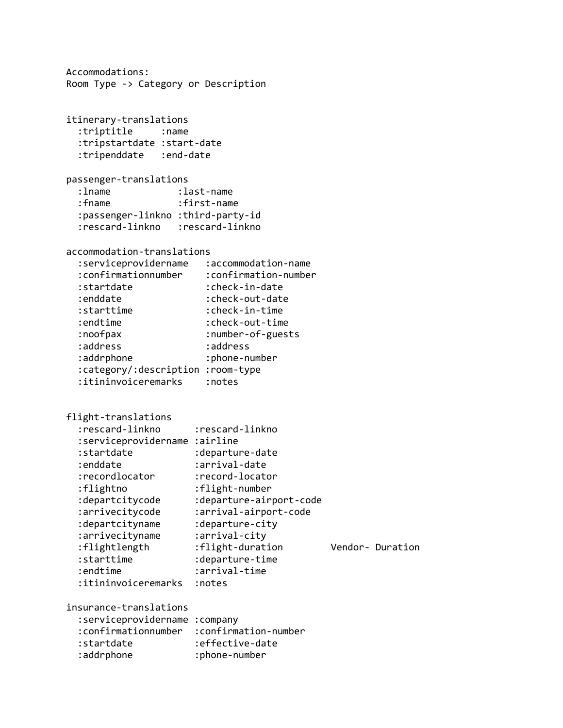Accommodations:
Room Type -> Category or Description

```
itinerary-translations
  :triptitle     :name
  :tripstartdate :start-date
  :tripenddate   :end-date

passenger-translations
  :lname            :last-name
  :fname            :first-name
  :passenger-linkno :third-party-id
  :rescard-linkno   :rescard-linkno

accommodation-translations
  :serviceprovidername   :accommodation-name
  :confirmationnumber    :confirmation-number
  :startdate             :check-in-date
  :enddate               :check-out-date
  :starttime             :check-in-time
  :endtime               :check-out-time
  :noofpax               :number-of-guests
  :address               :address
  :addrphone             :phone-number
  :category/:description :room-type
  :itininvoiceremarks    :notes


flight-translations
  :rescard-linkno      :rescard-linkno
  :serviceprovidername :airline
  :startdate           :departure-date
  :enddate             :arrival-date
  :recordlocator       :record-locator
  :flightno            :flight-number
  :departcitycode      :departure-airport-code
  :arrivecitycode      :arrival-airport-code
  :departcityname      :departure-city
  :arrivecityname      :arrival-city
  :flightlength        :flight-duration         Vendor- Duration
  :starttime           :departure-time
  :endtime             :arrival-time
  :itininvoiceremarks  :notes

insurance-translations
  :serviceprovidername :company
  :confirmationnumber  :confirmation-number
  :startdate           :effective-date
  :addrphone           :phone-number
```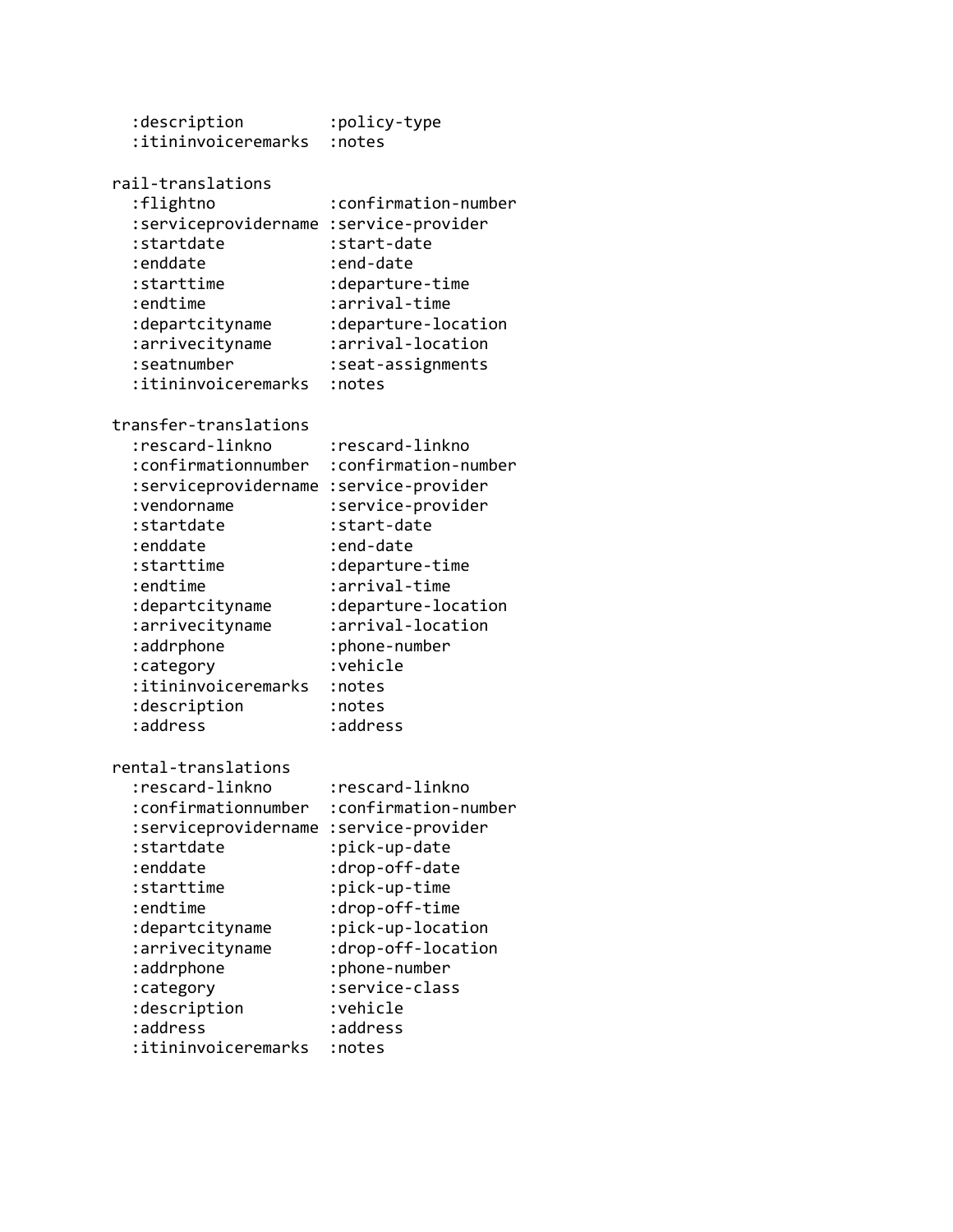```
  :description         :policy-type
  :itininvoiceremarks  :notes

rail-translations
  :flightno            :confirmation-number
  :serviceprovidername :service-provider
  :startdate           :start-date
  :enddate             :end-date
  :starttime           :departure-time
  :endtime             :arrival-time
  :departcityname      :departure-location
  :arrivecityname      :arrival-location
  :seatnumber          :seat-assignments
  :itininvoiceremarks  :notes

transfer-translations
  :rescard-linkno      :rescard-linkno
  :confirmationnumber  :confirmation-number
  :serviceprovidername :service-provider
  :vendorname          :service-provider
  :startdate           :start-date
  :enddate             :end-date
  :starttime           :departure-time
  :endtime             :arrival-time
  :departcityname      :departure-location
  :arrivecityname      :arrival-location
  :addrphone           :phone-number
  :category            :vehicle
  :itininvoiceremarks  :notes
  :description         :notes
  :address             :address

rental-translations
  :rescard-linkno      :rescard-linkno
  :confirmationnumber  :confirmation-number
  :serviceprovidername :service-provider
  :startdate           :pick-up-date
  :enddate             :drop-off-date
  :starttime           :pick-up-time
  :endtime             :drop-off-time
  :departcityname      :pick-up-location
  :arrivecityname      :drop-off-location
  :addrphone           :phone-number
  :category            :service-class
  :description         :vehicle
  :address             :address
  :itininvoiceremarks  :notes
```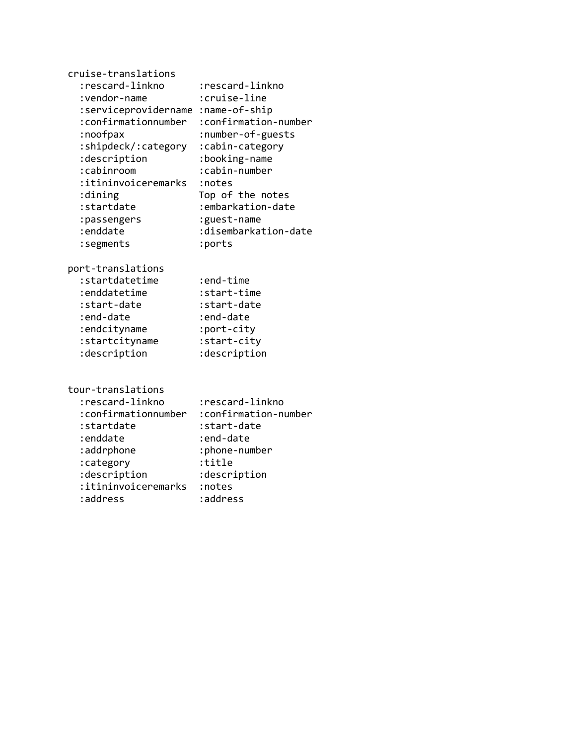```
cruise-translations
  :rescard-linkno      :rescard-linkno
  :vendor-name         :cruise-line
  :serviceprovidername :name-of-ship
  :confirmationnumber  :confirmation-number
  :noofpax             :number-of-guests
  :shipdeck/:category  :cabin-category
  :description         :booking-name
  :cabinroom           :cabin-number
  :itininvoiceremarks  :notes
  :dining              Top of the notes
  :startdate           :embarkation-date
  :passengers          :guest-name
  :enddate             :disembarkation-date
  :segments            :ports

port-translations
  :startdatetime       :end-time
  :enddatetime         :start-time
  :start-date          :start-date
  :end-date            :end-date
  :endcityname         :port-city
  :startcityname       :start-city
  :description         :description


tour-translations
  :rescard-linkno      :rescard-linkno
  :confirmationnumber  :confirmation-number
  :startdate           :start-date
  :enddate             :end-date
  :addrphone           :phone-number
  :category            :title
  :description         :description
  :itininvoiceremarks  :notes
  :address             :address
```